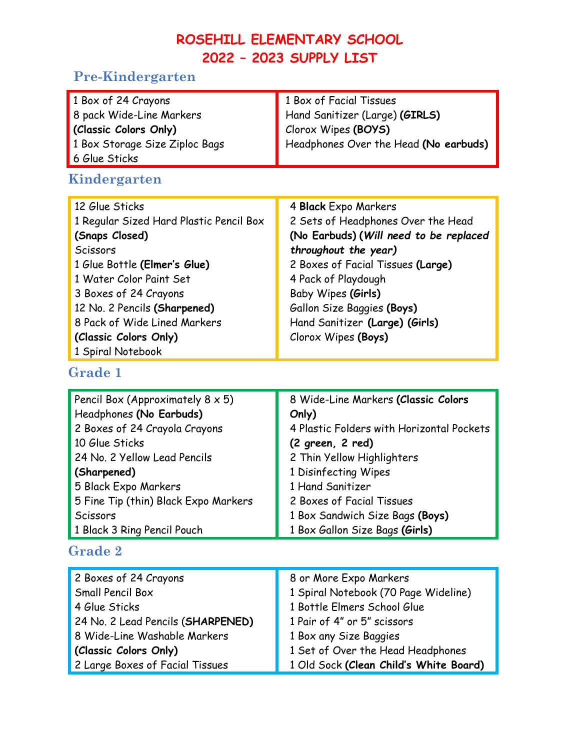# ROSEHILL ELEMENTARY SCHOOL
# 2022 – 2023 SUPPLY LIST

## Pre-Kindergarten

1 Box of 24 Crayons
8 pack Wide-Line Markers **(Classic Colors Only)**
1 Box Storage Size Ziploc Bags
6 Glue Sticks
1 Box of Facial Tissues
Hand Sanitizer (Large) **(GIRLS)**
Clorox Wipes **(BOYS)**
Headphones Over the Head **(No earbuds)**

## Kindergarten

12 Glue Sticks
1 Regular Sized Hard Plastic Pencil Box **(Snaps Closed)**
Scissors
1 Glue Bottle **(Elmer's Glue)**
1 Water Color Paint Set
3 Boxes of 24 Crayons
12 No. 2 Pencils **(Sharpened)**
8 Pack of Wide Lined Markers **(Classic Colors Only)**
1 Spiral Notebook
4 **Black** Expo Markers
2 Sets of Headphones Over the Head **(No Earbuds)** ***(Will need to be replaced throughout the year)***
2 Boxes of Facial Tissues **(Large)**
4 Pack of Playdough
Baby Wipes **(Girls)**
Gallon Size Baggies **(Boys)**
Hand Sanitizer **(Large) (Girls)**
Clorox Wipes **(Boys)**

## Grade 1

Pencil Box (Approximately 8 x 5)
Headphones **(No Earbuds)**
2 Boxes of 24 Crayola Crayons
10 Glue Sticks
24 No. 2 Yellow Lead Pencils **(Sharpened)**
5 Black Expo Markers
5 Fine Tip (thin) Black Expo Markers
Scissors
1 Black 3 Ring Pencil Pouch
8 Wide-Line Markers **(Classic Colors Only)**
4 Plastic Folders with Horizontal Pockets **(2 green, 2 red)**
2 Thin Yellow Highlighters
1 Disinfecting Wipes
1 Hand Sanitizer
2 Boxes of Facial Tissues
1 Box Sandwich Size Bags **(Boys)**
1 Box Gallon Size Bags **(Girls)**

## Grade 2

2 Boxes of 24 Crayons
Small Pencil Box
4 Glue Sticks
24 No. 2 Lead Pencils (**SHARPENED)**
8 Wide-Line Washable Markers **(Classic Colors Only)**
2 Large Boxes of Facial Tissues
8 or More Expo Markers
1 Spiral Notebook (70 Page Wideline)
1 Bottle Elmers School Glue
1 Pair of 4" or 5" scissors
1 Box any Size Baggies
1 Set of Over the Head Headphones
1 Old Sock **(Clean Child's White Board)**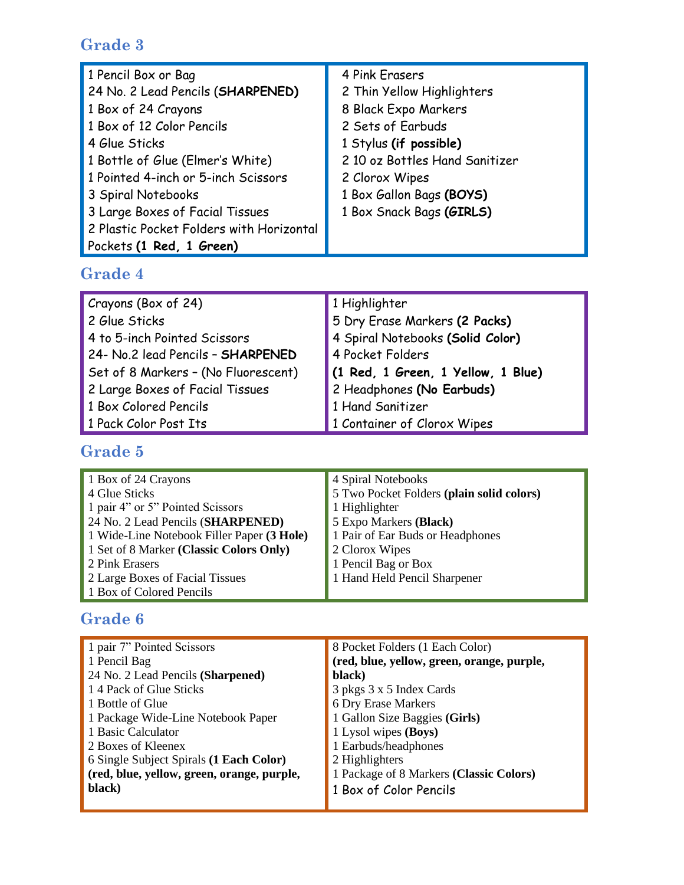## Grade 3

| | |
|---|---|
| 1 Pencil Box or Bag<br>24 No. 2 Lead Pencils (**SHARPENED**)<br>1 Box of 24 Crayons<br>1 Box of 12 Color Pencils<br>4 Glue Sticks<br>1 Bottle of Glue (Elmer's White)<br>1 Pointed 4-inch or 5-inch Scissors<br>3 Spiral Notebooks<br>3 Large Boxes of Facial Tissues<br>2 Plastic Pocket Folders with Horizontal Pockets **(1 Red, 1 Green)** | 4 Pink Erasers<br>2 Thin Yellow Highlighters<br>8 Black Expo Markers<br>2 Sets of Earbuds<br>1 Stylus **(if possible)**<br>2 10 oz Bottles Hand Sanitizer<br>2 Clorox Wipes<br>1 Box Gallon Bags **(BOYS)**<br>1 Box Snack Bags **(GIRLS)** |

## Grade 4

| | |
|---|---|
| Crayons (Box of 24)<br>2 Glue Sticks<br>4 to 5-inch Pointed Scissors<br>24- No.2 lead Pencils – **SHARPENED**<br>Set of 8 Markers – (No Fluorescent)<br>2 Large Boxes of Facial Tissues<br>1 Box Colored Pencils<br>1 Pack Color Post Its | 1 Highlighter<br>5 Dry Erase Markers **(2 Packs)**<br>4 Spiral Notebooks **(Solid Color)**<br>4 Pocket Folders<br>**(1 Red, 1 Green, 1 Yellow, 1 Blue)**<br>2 Headphones **(No Earbuds)**<br>1 Hand Sanitizer<br>1 Container of Clorox Wipes |

## Grade 5

| | |
|---|---|
| 1 Box of 24 Crayons<br>4 Glue Sticks<br>1 pair 4" or 5" Pointed Scissors<br>24 No. 2 Lead Pencils (**SHARPENED)**<br>1 Wide-Line Notebook Filler Paper **(3 Hole)**<br>1 Set of 8 Marker **(Classic Colors Only)**<br>2 Pink Erasers<br>2 Large Boxes of Facial Tissues<br>1 Box of Colored Pencils | 4 Spiral Notebooks<br>5 Two Pocket Folders **(plain solid colors)**<br>1 Highlighter<br>5 Expo Markers **(Black)**<br>1 Pair of Ear Buds or Headphones<br>2 Clorox Wipes<br>1 Pencil Bag or Box<br>1 Hand Held Pencil Sharpener |

## Grade 6

| | |
|---|---|
| 1 pair 7" Pointed Scissors<br>1 Pencil Bag<br>24 No. 2 Lead Pencils **(Sharpened)**<br>1 4 Pack of Glue Sticks<br>1 Bottle of Glue<br>1 Package Wide-Line Notebook Paper<br>1 Basic Calculator<br>2 Boxes of Kleenex<br>6 Single Subject Spirals **(1 Each Color) (red, blue, yellow, green, orange, purple, black)** | 8 Pocket Folders (1 Each Color) **(red, blue, yellow, green, orange, purple, black)**<br>3 pkgs 3 x 5 Index Cards<br>6 Dry Erase Markers<br>1 Gallon Size Baggies **(Girls)**<br>1 Lysol wipes **(Boys)**<br>1 Earbuds/headphones<br>2 Highlighters<br>1 Package of 8 Markers **(Classic Colors)**<br>1 Box of Color Pencils |